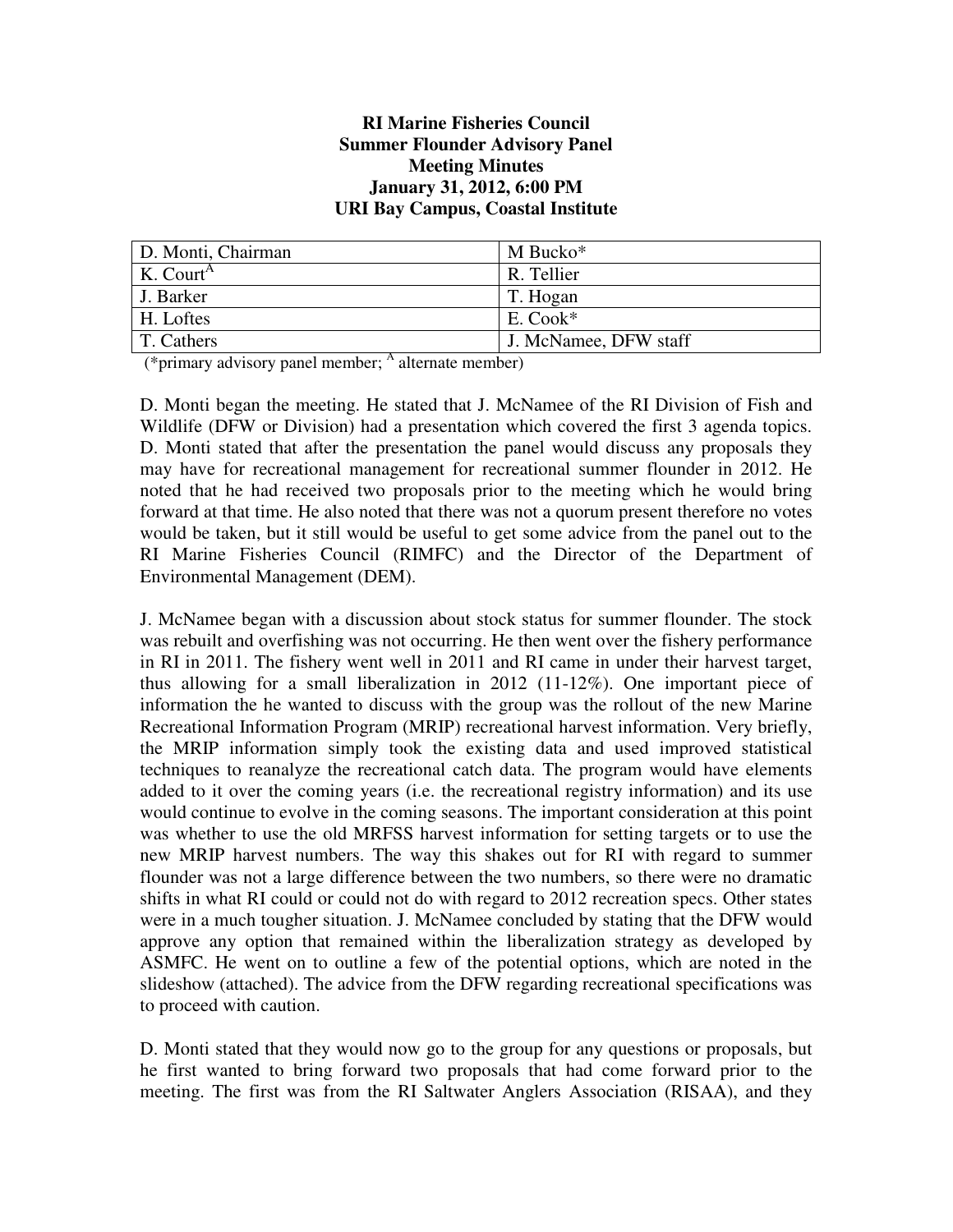**RI Marine Fisheries Council**
**Summer Flounder Advisory Panel**
**Meeting Minutes**
**January 31, 2012, 6:00 PM**
**URI Bay Campus, Coastal Institute**

| | |
|---|---|
| D. Monti, Chairman | M Bucko* |
| K. Court[A] | R. Tellier |
| J. Barker | T. Hogan |
| H. Loftes | E. Cook* |
| T. Cathers | J. McNamee, DFW staff |

(*primary advisory panel member; [A] alternate member)

D. Monti began the meeting. He stated that J. McNamee of the RI Division of Fish and Wildlife (DFW or Division) had a presentation which covered the first 3 agenda topics. D. Monti stated that after the presentation the panel would discuss any proposals they may have for recreational management for recreational summer flounder in 2012. He noted that he had received two proposals prior to the meeting which he would bring forward at that time. He also noted that there was not a quorum present therefore no votes would be taken, but it still would be useful to get some advice from the panel out to the RI Marine Fisheries Council (RIMFC) and the Director of the Department of Environmental Management (DEM).

J. McNamee began with a discussion about stock status for summer flounder. The stock was rebuilt and overfishing was not occurring. He then went over the fishery performance in RI in 2011. The fishery went well in 2011 and RI came in under their harvest target, thus allowing for a small liberalization in 2012 (11-12%). One important piece of information the he wanted to discuss with the group was the rollout of the new Marine Recreational Information Program (MRIP) recreational harvest information. Very briefly, the MRIP information simply took the existing data and used improved statistical techniques to reanalyze the recreational catch data. The program would have elements added to it over the coming years (i.e. the recreational registry information) and its use would continue to evolve in the coming seasons. The important consideration at this point was whether to use the old MRFSS harvest information for setting targets or to use the new MRIP harvest numbers. The way this shakes out for RI with regard to summer flounder was not a large difference between the two numbers, so there were no dramatic shifts in what RI could or could not do with regard to 2012 recreation specs. Other states were in a much tougher situation. J. McNamee concluded by stating that the DFW would approve any option that remained within the liberalization strategy as developed by ASMFC. He went on to outline a few of the potential options, which are noted in the slideshow (attached). The advice from the DFW regarding recreational specifications was to proceed with caution.

D. Monti stated that they would now go to the group for any questions or proposals, but he first wanted to bring forward two proposals that had come forward prior to the meeting. The first was from the RI Saltwater Anglers Association (RISAA), and they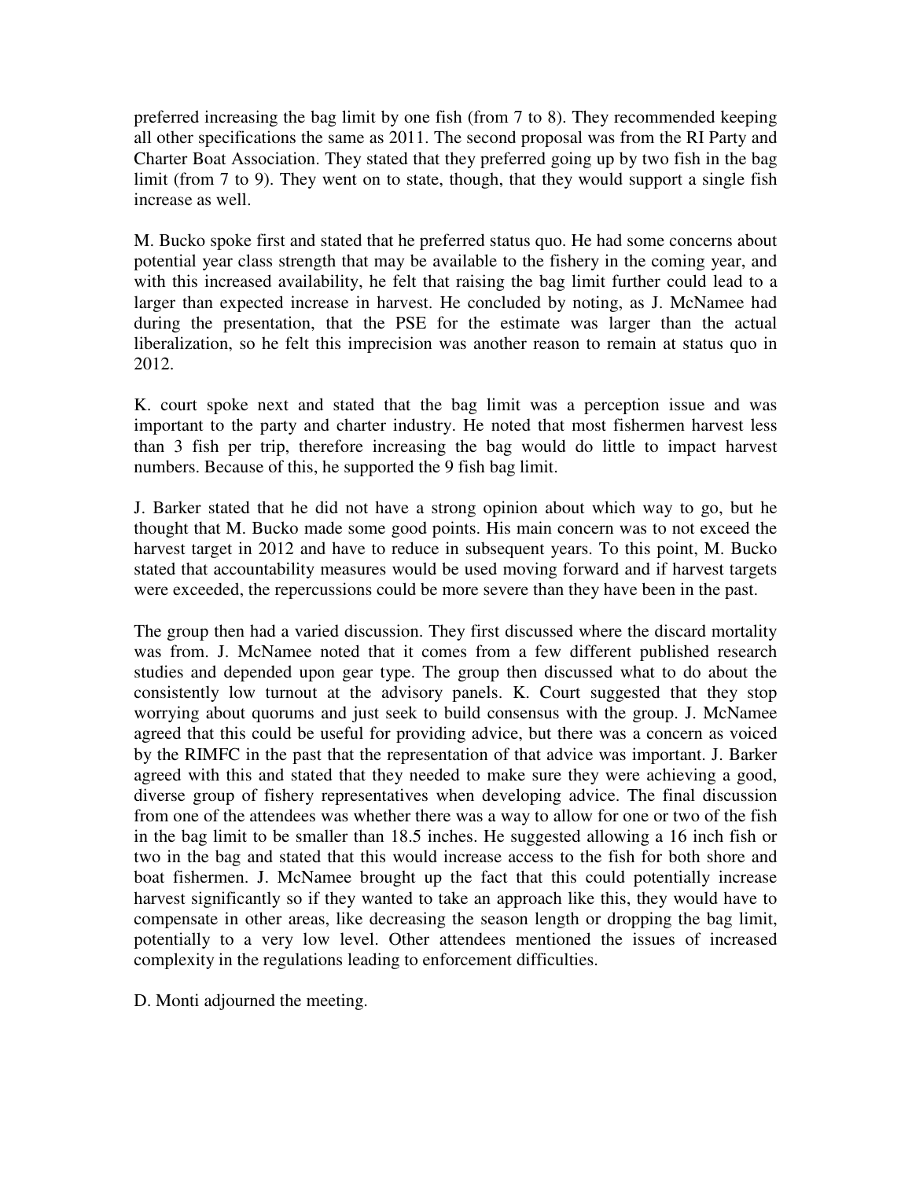preferred increasing the bag limit by one fish (from 7 to 8). They recommended keeping all other specifications the same as 2011. The second proposal was from the RI Party and Charter Boat Association. They stated that they preferred going up by two fish in the bag limit (from 7 to 9). They went on to state, though, that they would support a single fish increase as well.

M. Bucko spoke first and stated that he preferred status quo. He had some concerns about potential year class strength that may be available to the fishery in the coming year, and with this increased availability, he felt that raising the bag limit further could lead to a larger than expected increase in harvest. He concluded by noting, as J. McNamee had during the presentation, that the PSE for the estimate was larger than the actual liberalization, so he felt this imprecision was another reason to remain at status quo in 2012.

K. court spoke next and stated that the bag limit was a perception issue and was important to the party and charter industry. He noted that most fishermen harvest less than 3 fish per trip, therefore increasing the bag would do little to impact harvest numbers. Because of this, he supported the 9 fish bag limit.

J. Barker stated that he did not have a strong opinion about which way to go, but he thought that M. Bucko made some good points. His main concern was to not exceed the harvest target in 2012 and have to reduce in subsequent years. To this point, M. Bucko stated that accountability measures would be used moving forward and if harvest targets were exceeded, the repercussions could be more severe than they have been in the past.

The group then had a varied discussion. They first discussed where the discard mortality was from. J. McNamee noted that it comes from a few different published research studies and depended upon gear type. The group then discussed what to do about the consistently low turnout at the advisory panels. K. Court suggested that they stop worrying about quorums and just seek to build consensus with the group. J. McNamee agreed that this could be useful for providing advice, but there was a concern as voiced by the RIMFC in the past that the representation of that advice was important. J. Barker agreed with this and stated that they needed to make sure they were achieving a good, diverse group of fishery representatives when developing advice. The final discussion from one of the attendees was whether there was a way to allow for one or two of the fish in the bag limit to be smaller than 18.5 inches. He suggested allowing a 16 inch fish or two in the bag and stated that this would increase access to the fish for both shore and boat fishermen. J. McNamee brought up the fact that this could potentially increase harvest significantly so if they wanted to take an approach like this, they would have to compensate in other areas, like decreasing the season length or dropping the bag limit, potentially to a very low level. Other attendees mentioned the issues of increased complexity in the regulations leading to enforcement difficulties.

D. Monti adjourned the meeting.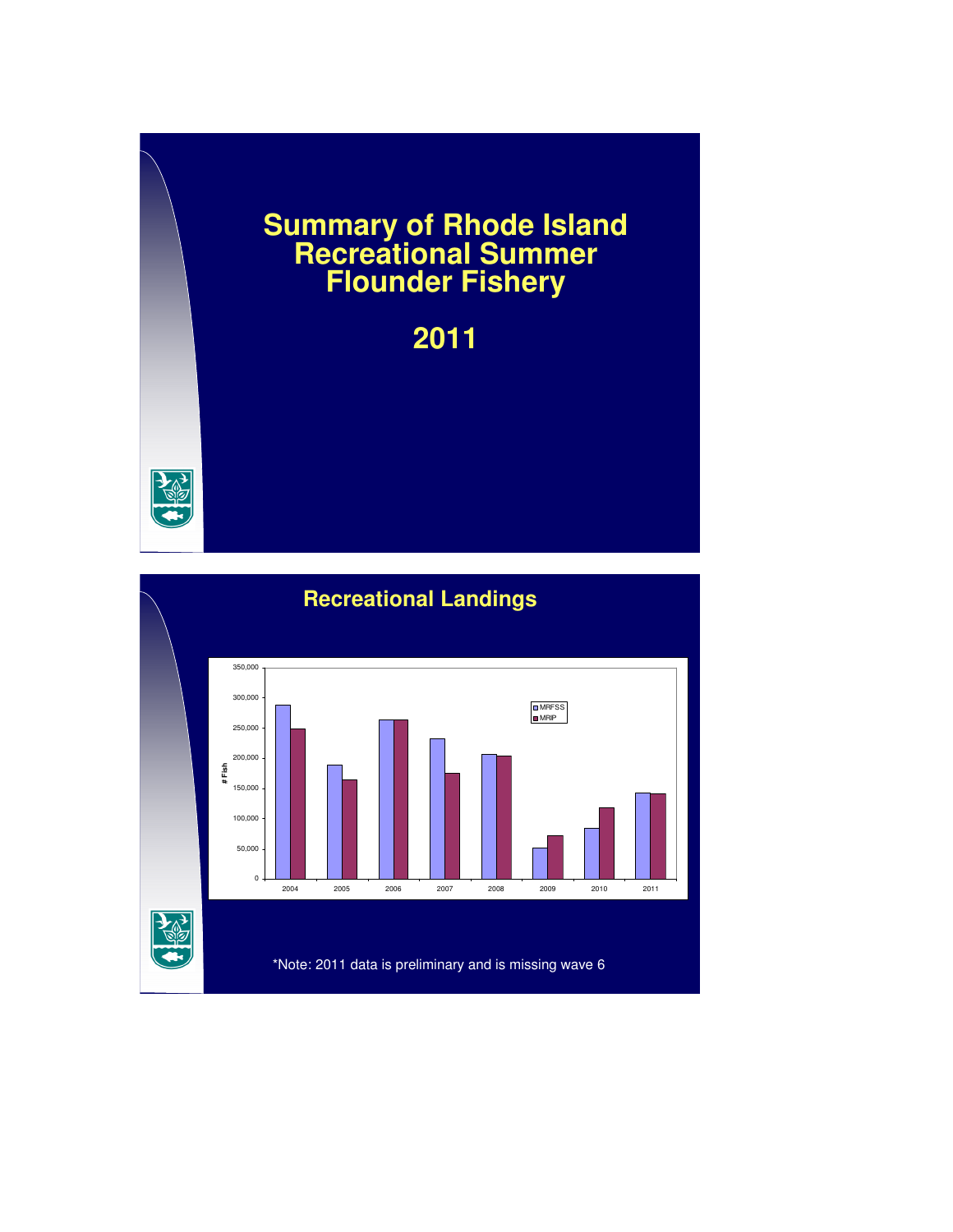# Summary of Rhode Island Recreational Summer Flounder Fishery

# 2011

## Recreational Landings

*Note: 2011 data is preliminary and is missing wave 6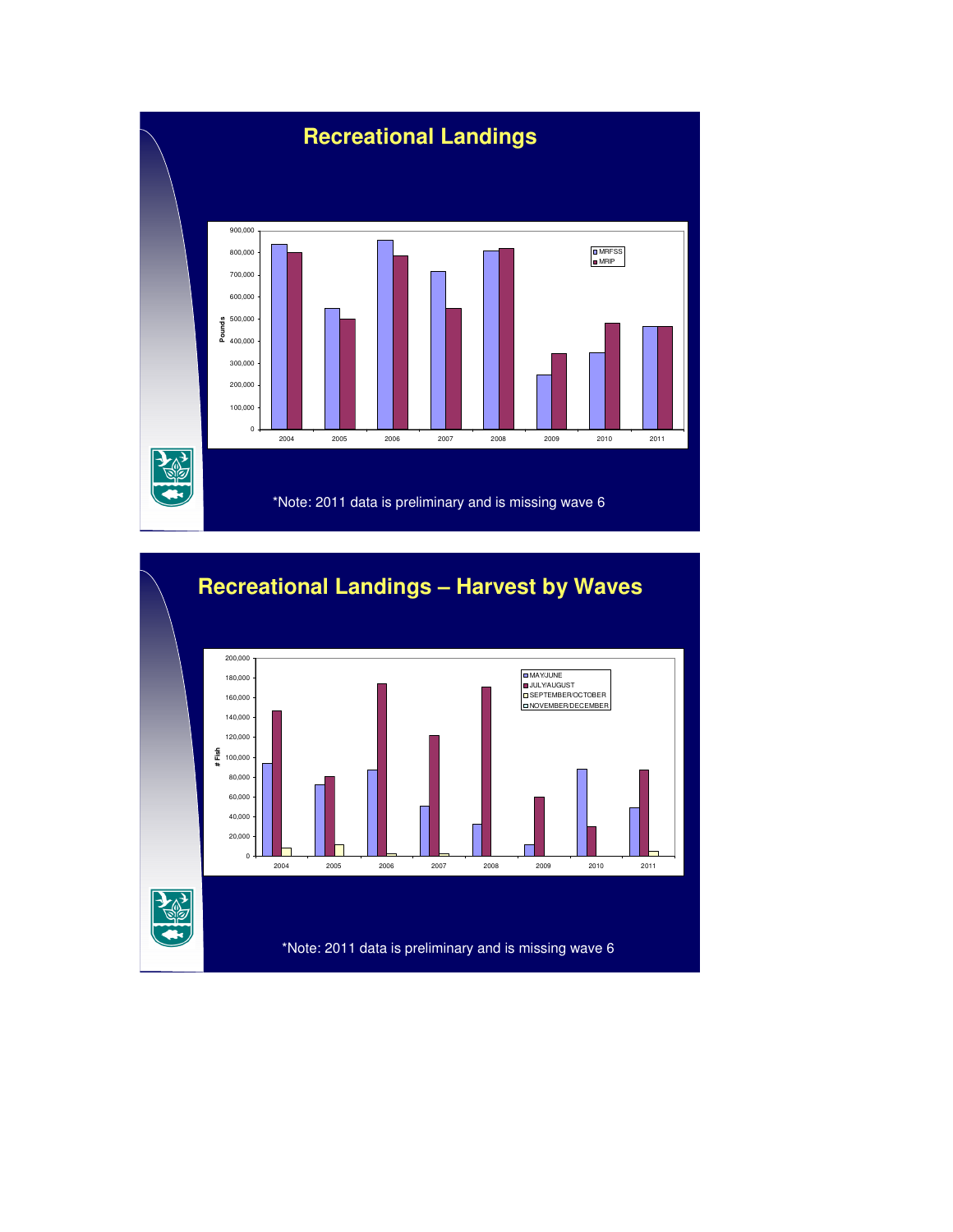# Recreational Landings

Pounds

MRFSS
MRIP

2004 2005 2006 2007 2008 2009 2010 2011

*Note: 2011 data is preliminary and is missing wave 6

# Recreational Landings – Harvest by Waves

# Fish

MAY/JUNE
JULY/AUGUST
SEPTEMBER/OCTOBER
NOVEMBER/DECEMBER

2004 2005 2006 2007 2008 2009 2010 2011

*Note: 2011 data is preliminary and is missing wave 6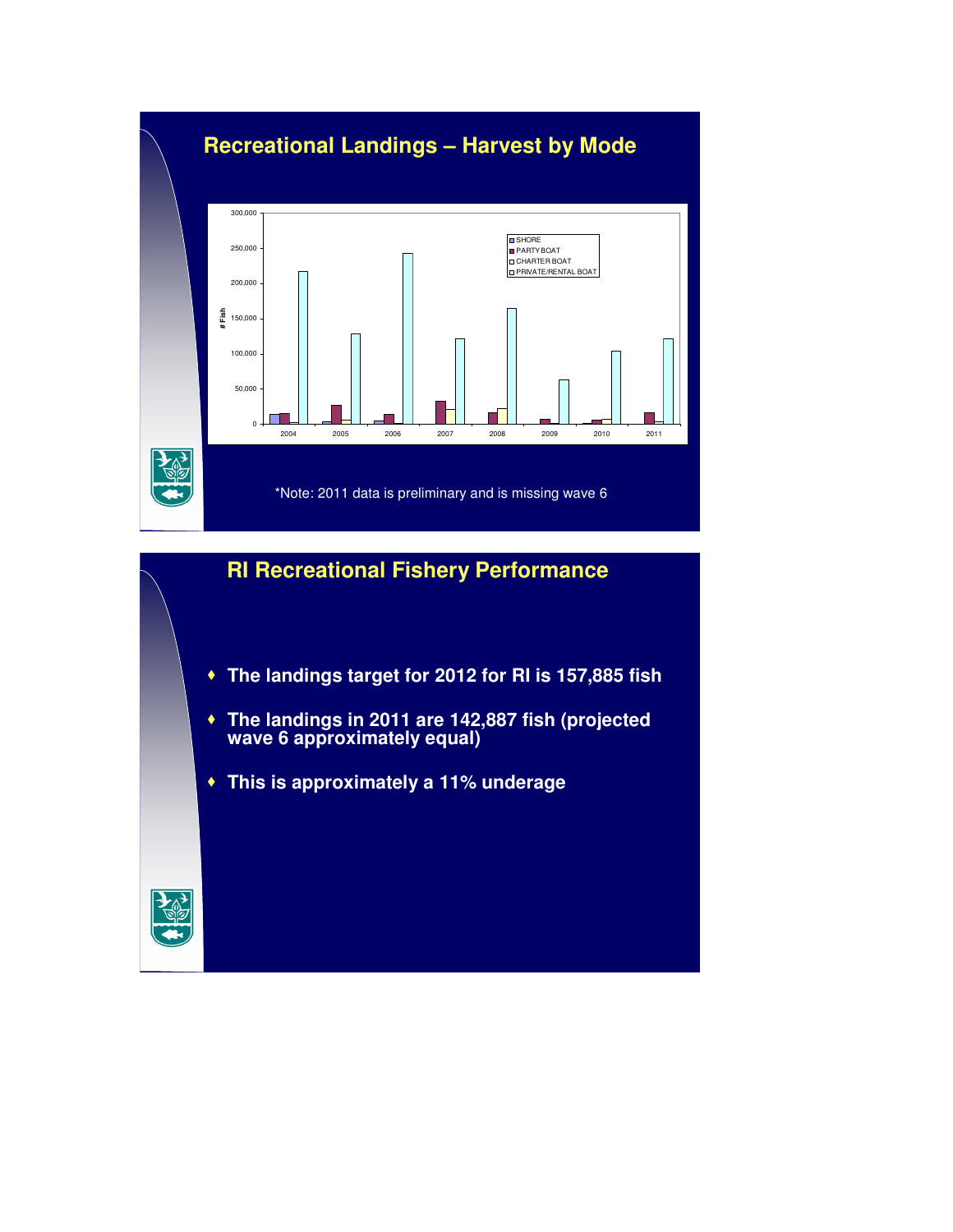## Recreational Landings – Harvest by Mode

*Note: 2011 data is preliminary and is missing wave 6

## RI Recreational Fishery Performance

- **The landings target for 2012 for RI is 157,885 fish**
- **The landings in 2011 are 142,887 fish (projected wave 6 approximately equal)**
- **This is approximately a 11% underage**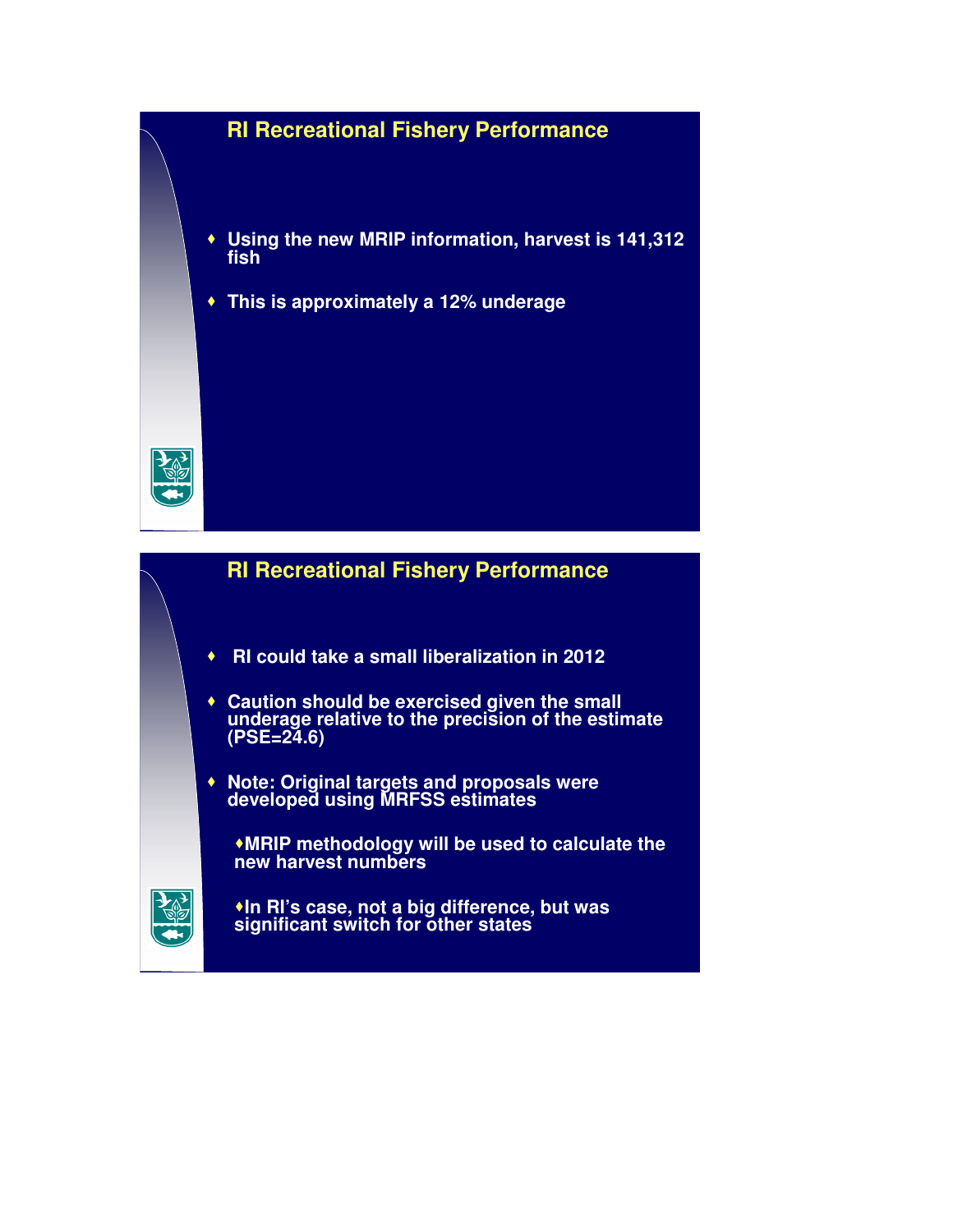## RI Recreational Fishery Performance

- Using the new MRIP information, harvest is 141,312 fish
- This is approximately a 12% underage

## RI Recreational Fishery Performance

- RI could take a small liberalization in 2012
- Caution should be exercised given the small underage relative to the precision of the estimate (PSE=24.6)
- Note: Original targets and proposals were developed using MRFSS estimates
  - MRIP methodology will be used to calculate the new harvest numbers
  - In RI's case, not a big difference, but was significant switch for other states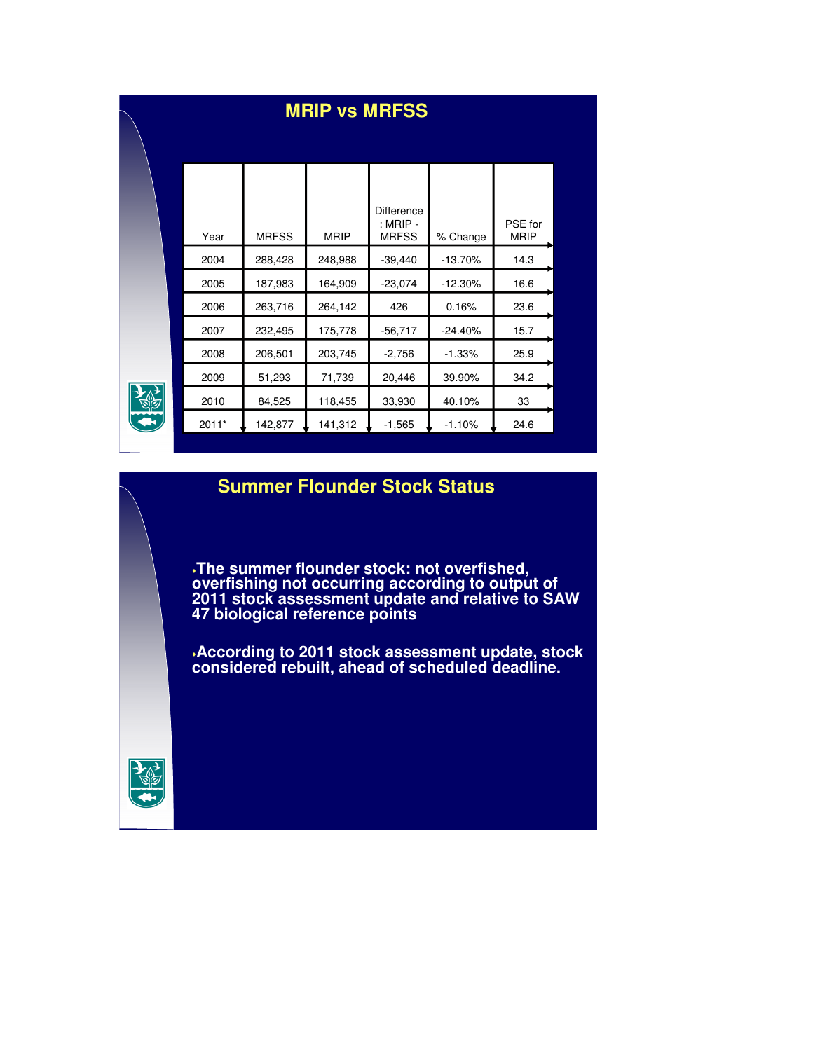## MRIP vs MRFSS

| Year | MRFSS | MRIP | Difference : MRIP - MRFSS | % Change | PSE for MRIP |
|---|---|---|---|---|---|
| 2004 | 288,428 | 248,988 | -39,440 | -13.70% | 14.3 |
| 2005 | 187,983 | 164,909 | -23,074 | -12.30% | 16.6 |
| 2006 | 263,716 | 264,142 | 426 | 0.16% | 23.6 |
| 2007 | 232,495 | 175,778 | -56,717 | -24.40% | 15.7 |
| 2008 | 206,501 | 203,745 | -2,756 | -1.33% | 25.9 |
| 2009 | 51,293 | 71,739 | 20,446 | 39.90% | 34.2 |
| 2010 | 84,525 | 118,455 | 33,930 | 40.10% | 33 |
| 2011* | 142,877 | 141,312 | -1,565 | -1.10% | 24.6 |

## Summer Flounder Stock Status

- **The summer flounder stock: not overfished, overfishing not occurring according to output of 2011 stock assessment update and relative to SAW 47 biological reference points**
- **According to 2011 stock assessment update, stock considered rebuilt, ahead of scheduled deadline.**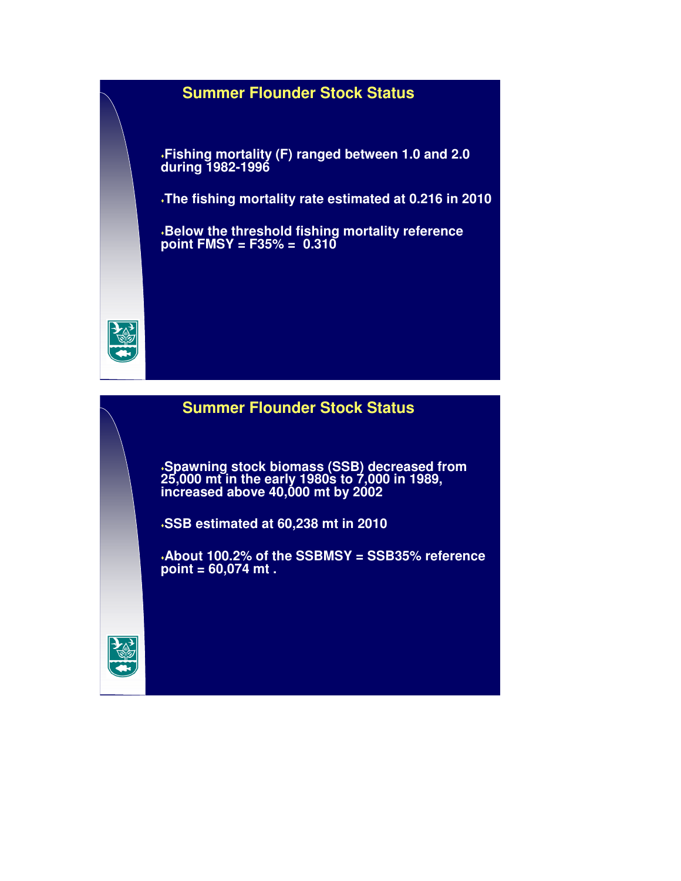## Summer Flounder Stock Status

- Fishing mortality (F) ranged between 1.0 and 2.0 during 1982-1996
- The fishing mortality rate estimated at 0.216 in 2010
- Below the threshold fishing mortality reference point FMSY = F35% = 0.310

## Summer Flounder Stock Status

- Spawning stock biomass (SSB) decreased from 25,000 mt in the early 1980s to 7,000 in 1989, increased above 40,000 mt by 2002
- SSB estimated at 60,238 mt in 2010
- About 100.2% of the SSBMSY = SSB35% reference point = 60,074 mt .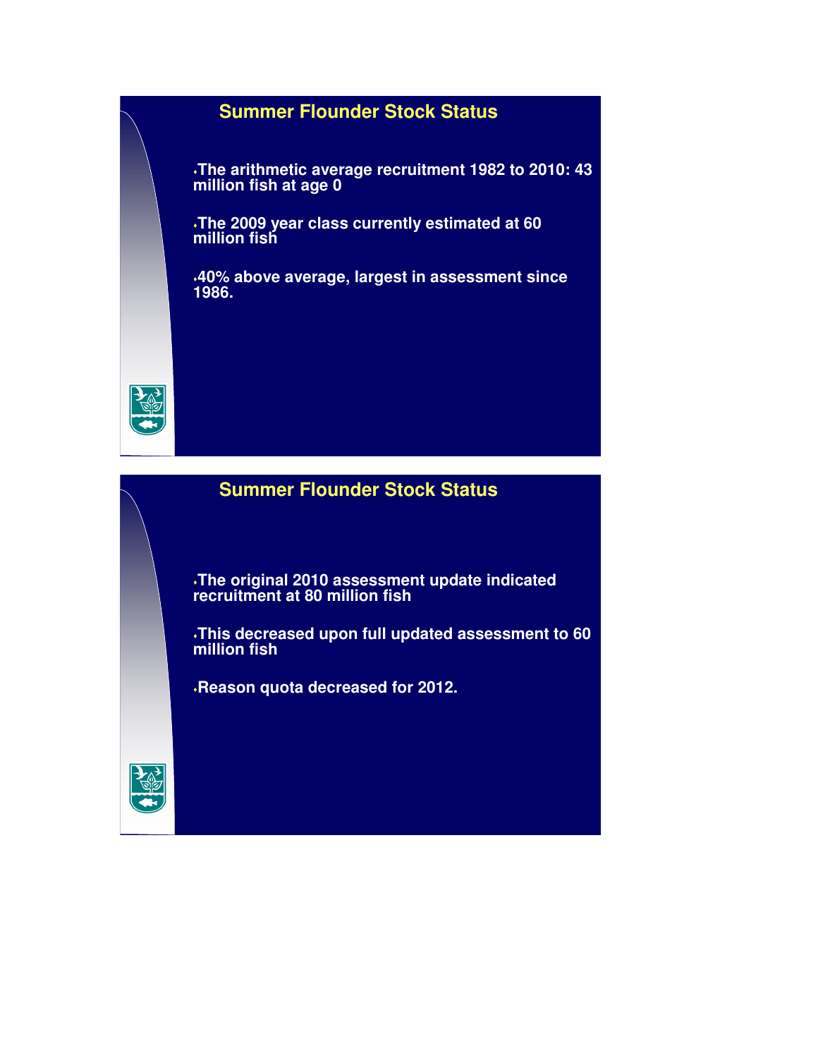## Summer Flounder Stock Status

- The arithmetic average recruitment 1982 to 2010: 43 million fish at age 0
- The 2009 year class currently estimated at 60 million fish
- 40% above average, largest in assessment since 1986.

## Summer Flounder Stock Status

- The original 2010 assessment update indicated recruitment at 80 million fish
- This decreased upon full updated assessment to 60 million fish
- Reason quota decreased for 2012.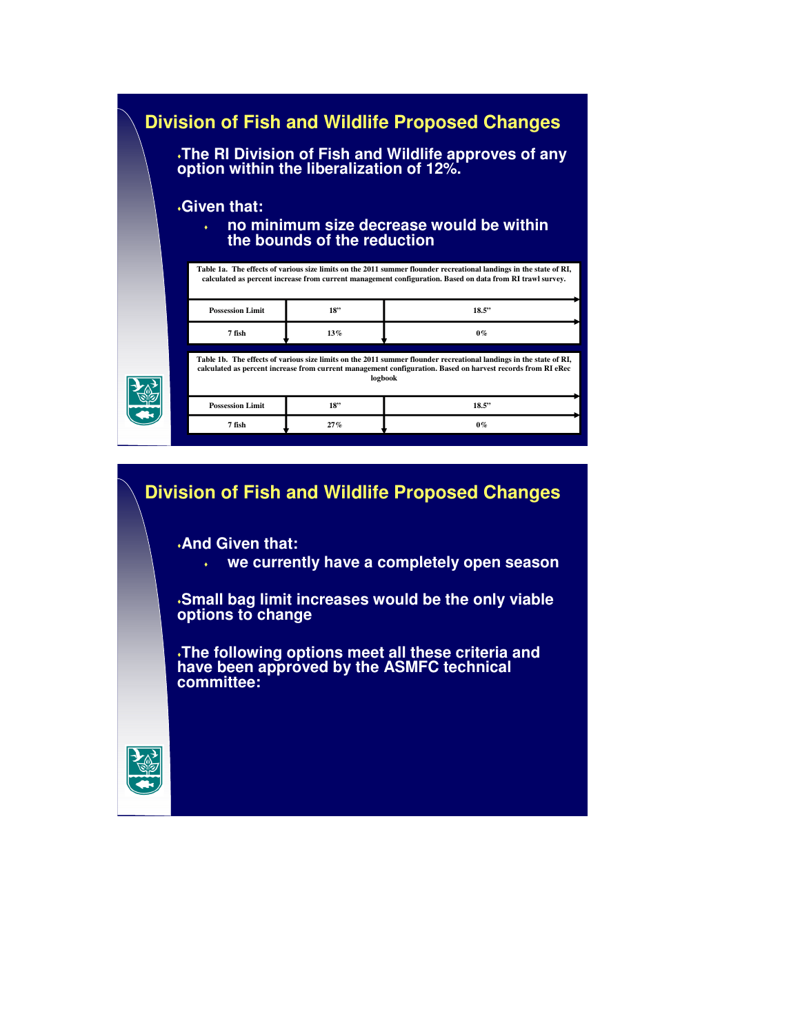## Division of Fish and Wildlife Proposed Changes

- The RI Division of Fish and Wildlife approves of any option within the liberalization of 12%.
- Given that:
  - no minimum size decrease would be within the bounds of the reduction

Table 1a. The effects of various size limits on the 2011 summer flounder recreational landings in the state of RI, calculated as percent increase from current management configuration. Based on data from RI trawl survey.

| Possession Limit | 18" | 18.5" |
|---|---|---|
| 7 fish | 13% | 0% |

Table 1b. The effects of various size limits on the 2011 summer flounder recreational landings in the state of RI, calculated as percent increase from current management configuration. Based on harvest records from RI eRec logbook

| Possession Limit | 18" | 18.5" |
|---|---|---|
| 7 fish | 27% | 0% |

## Division of Fish and Wildlife Proposed Changes

- And Given that:
  - we currently have a completely open season
- Small bag limit increases would be the only viable options to change
- The following options meet all these criteria and have been approved by the ASMFC technical committee: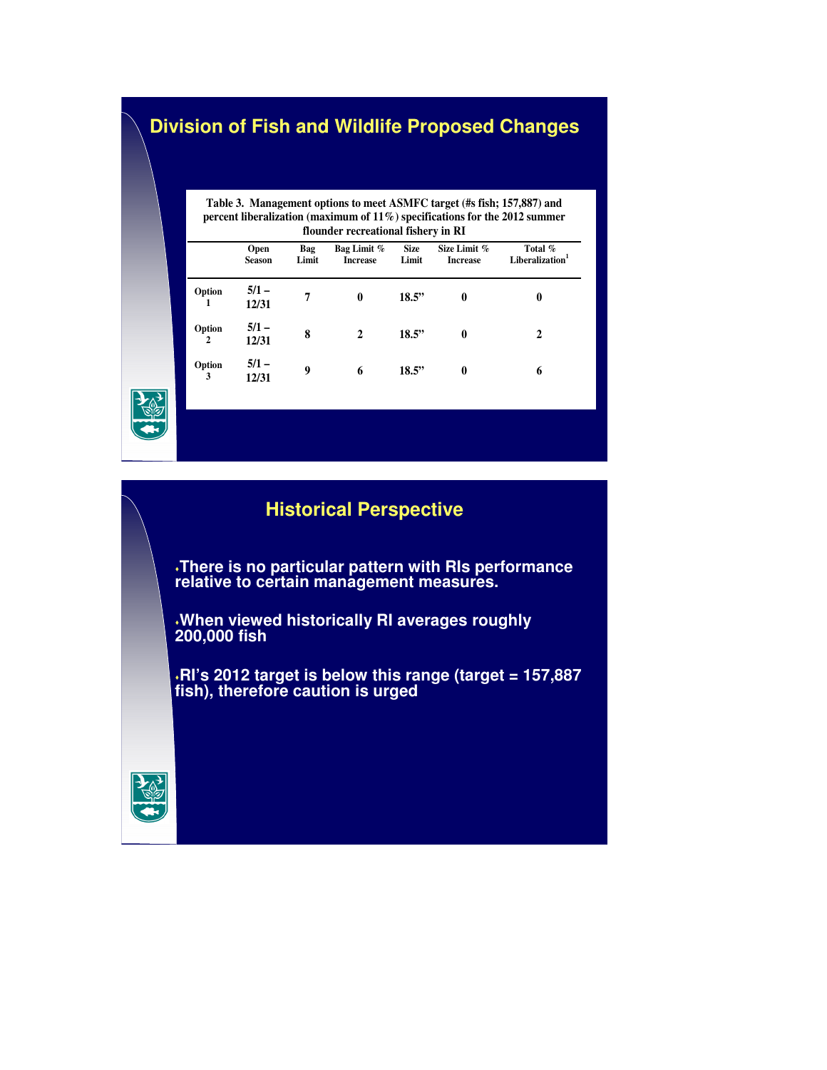## Division of Fish and Wildlife Proposed Changes

**Table 3. Management options to meet ASMFC target (#s fish; 157,887) and percent liberalization (maximum of 11%) specifications for the 2012 summer flounder recreational fishery in RI**

| | Open Season | Bag Limit | Bag Limit % Increase | Size Limit | Size Limit % Increase | Total % Liberalization[1] |
|---|---|---|---|---|---|---|
| Option 1 | 5/1 – 12/31 | 7 | 0 | 18.5" | 0 | 0 |
| Option 2 | 5/1 – 12/31 | 8 | 2 | 18.5" | 0 | 2 |
| Option 3 | 5/1 – 12/31 | 9 | 6 | 18.5" | 0 | 6 |

## Historical Perspective

- There is no particular pattern with RIs performance relative to certain management measures.
- When viewed historically RI averages roughly 200,000 fish
- RI's 2012 target is below this range (target = 157,887 fish), therefore caution is urged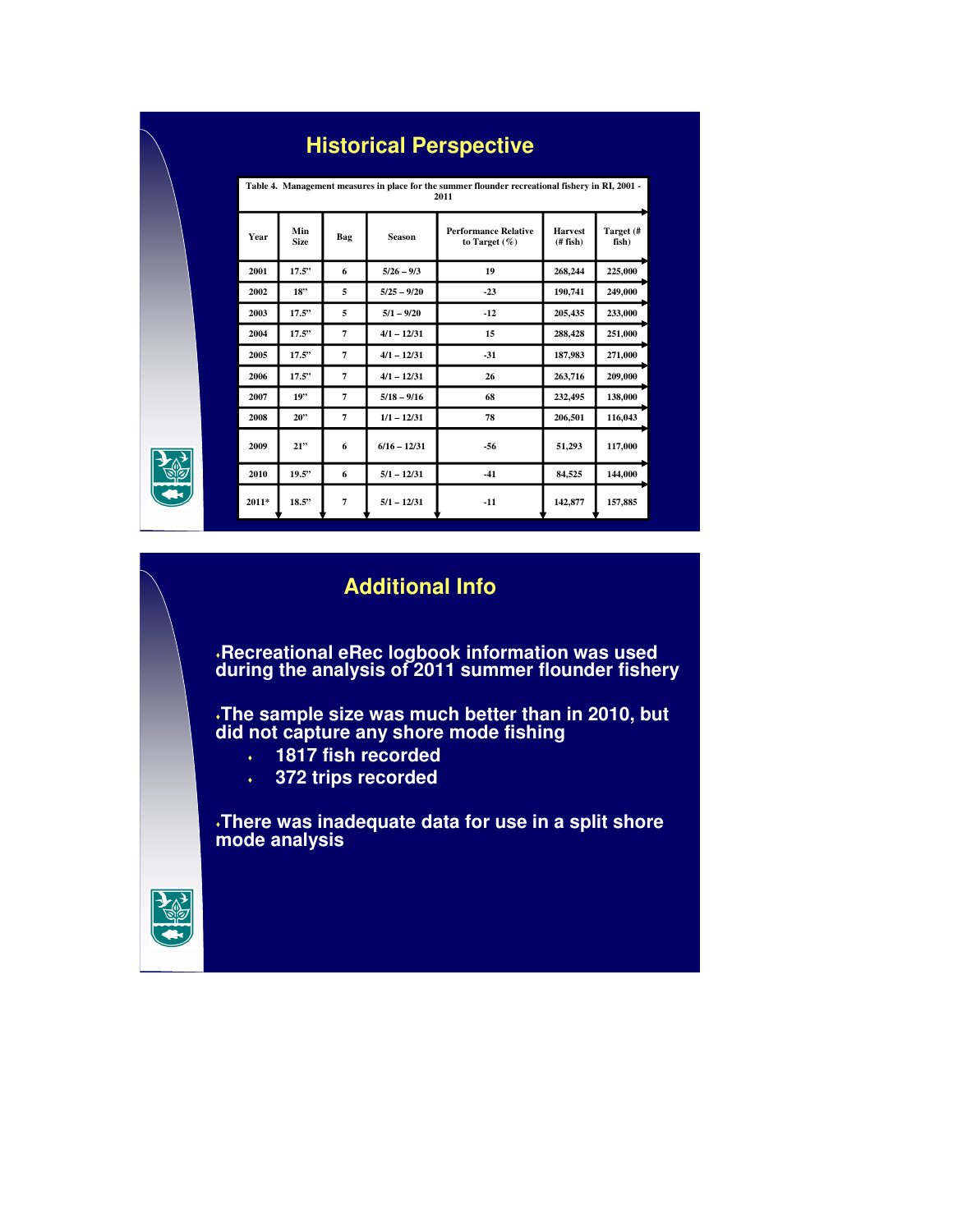## Historical Perspective

Table 4. Management measures in place for the summer flounder recreational fishery in RI, 2001 - 2011

| Year | Min Size | Bag | Season | Performance Relative to Target (%) | Harvest (# fish) | Target (# fish) |
|---|---|---|---|---|---|---|
| 2001 | 17.5" | 6 | 5/26 – 9/3 | 19 | 268,244 | 225,000 |
| 2002 | 18" | 5 | 5/25 – 9/20 | -23 | 190,741 | 249,000 |
| 2003 | 17.5" | 5 | 5/1 – 9/20 | -12 | 205,435 | 233,000 |
| 2004 | 17.5" | 7 | 4/1 – 12/31 | 15 | 288,428 | 251,000 |
| 2005 | 17.5" | 7 | 4/1 – 12/31 | -31 | 187,983 | 271,000 |
| 2006 | 17.5" | 7 | 4/1 – 12/31 | 26 | 263,716 | 209,000 |
| 2007 | 19" | 7 | 5/18 – 9/16 | 68 | 232,495 | 138,000 |
| 2008 | 20" | 7 | 1/1 – 12/31 | 78 | 206,501 | 116,043 |
| 2009 | 21" | 6 | 6/16 – 12/31 | -56 | 51,293 | 117,000 |
| 2010 | 19.5" | 6 | 5/1 – 12/31 | -41 | 84,525 | 144,000 |
| 2011* | 18.5" | 7 | 5/1 – 12/31 | -11 | 142,877 | 157,885 |

## Additional Info

- Recreational eRec logbook information was used during the analysis of 2011 summer flounder fishery
- The sample size was much better than in 2010, but did not capture any shore mode fishing
  - 1817 fish recorded
  - 372 trips recorded
- There was inadequate data for use in a split shore mode analysis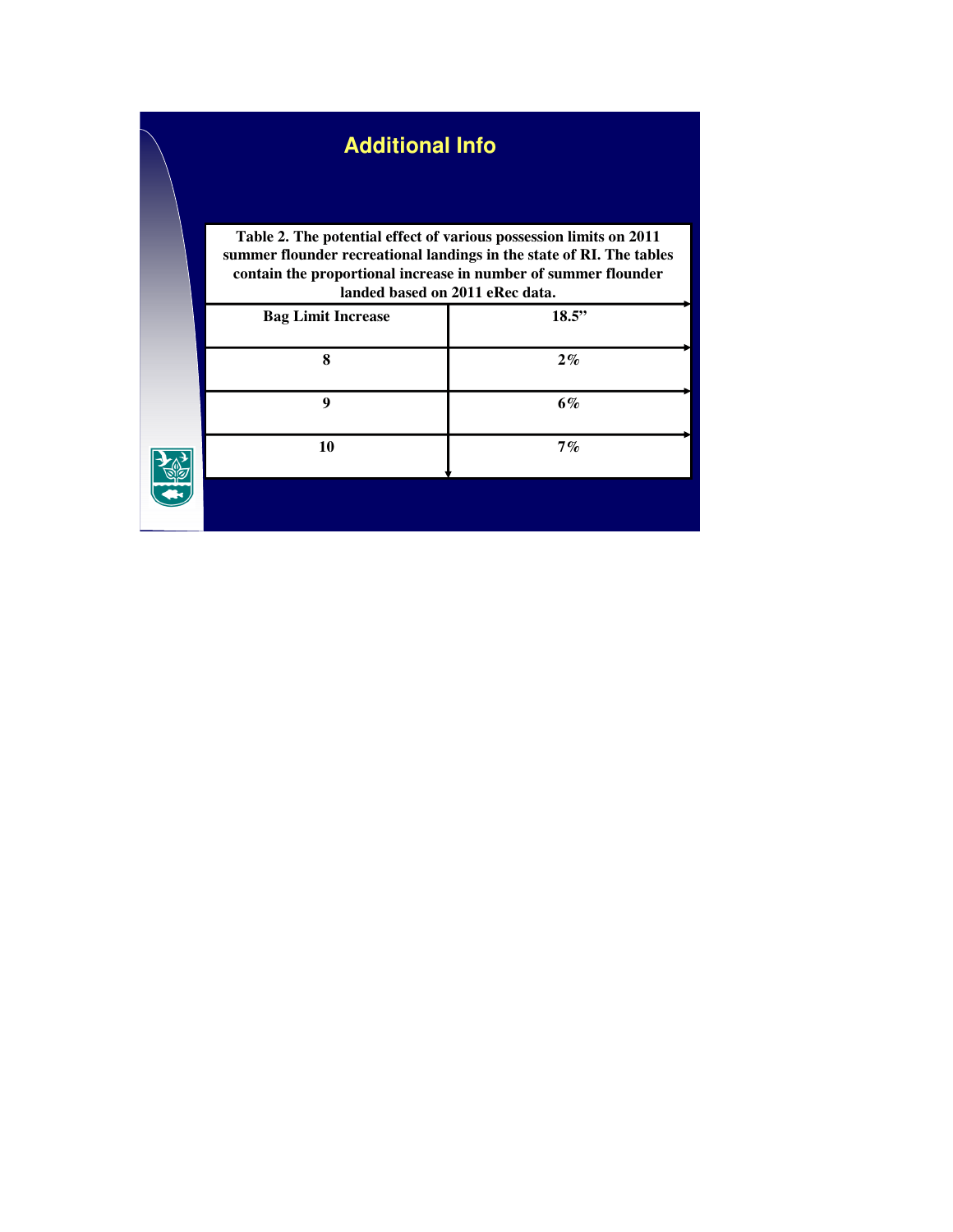# Additional Info

**Table 2. The potential effect of various possession limits on 2011 summer flounder recreational landings in the state of RI. The tables contain the proportional increase in number of summer flounder landed based on 2011 eRec data.**

| Bag Limit Increase | 18.5” |
|---|---|
| 8 | 2% |
| 9 | 6% |
| 10 | 7% |